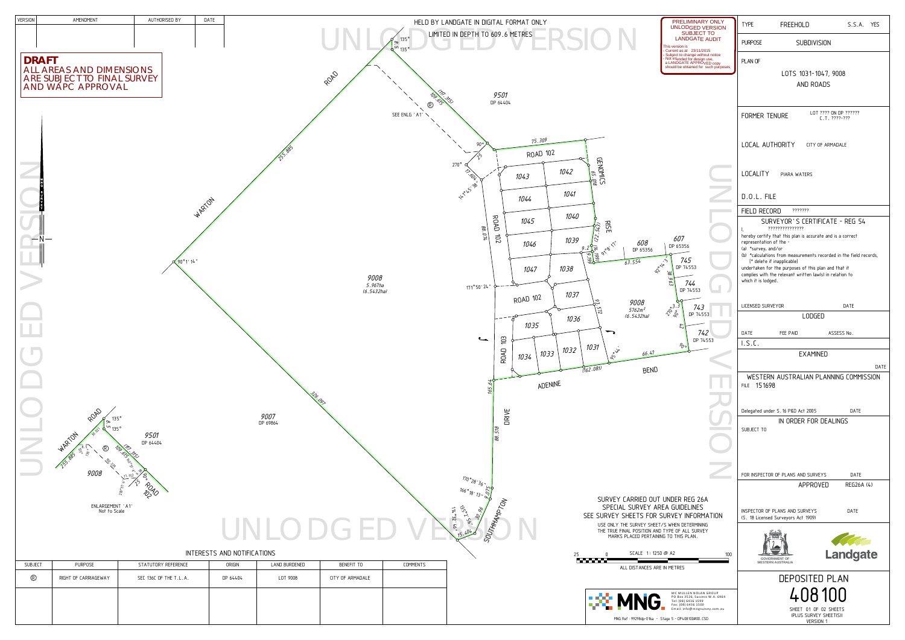| VERSION | AMENDMENT | AUTHORISED BY | DATE |
|---|---|---|---|
| | | | |

**DRAFT**
ALL AREAS AND DIMENSIONS ARE SUBJECT TO FINAL SURVEY AND WAPC APPROVAL

HELD BY LANDGATE IN DIGITAL FORMAT ONLY

LIMITED IN DEPTH TO 609.6 METRES

PRELIMINARY ONLY
UNLODGED VERSION
SUBJECT TO LANDGATE AUDIT
This version is
- Current as at 23/11/2015
- Subject to change without notice
- Not intended for design use,
a LANDGATE APPROVED copy should be obtained for such purposes.

UNLODGED VERSION

| | | |
|---|---|---|
| TYPE | FREEHOLD | S.S.A. YES |
| PURPOSE | SUBDIVISION | |
| PLAN OF | LOTS 1031-1047, 9008 AND ROADS | |
| FORMER TENURE | LOT ???? ON DP ?????? C.T. ????-??? | |
| LOCAL AUTHORITY | CITY OF ARMADALE | |
| LOCALITY | PIARA WATERS | |
| D.O.L. FILE | | |
| FIELD RECORD | ??????? | |

SURVEYOR'S CERTIFICATE - REG 54

I, ??????????????
hereby certify that this plan is accurate and is a correct representation of the -
(a) \*survey, and/or
(b) \*calculations from measurements recorded in the field records,
(\* delete if inapplicable)
undertaken for the purposes of this plan and that it complies with the relevant written law(s) in relation to which it is lodged.

LICENSED SURVEYOR — DATE

LODGED

DATE — FEE PAID — ASSESS No.

I.S.C.

EXAMINED

DATE

WESTERN AUSTRALIAN PLANNING COMMISSION

FILE 151698

Delegated under S.16 P&D Act 2005 — DATE

IN ORDER FOR DEALINGS

SUBJECT TO

FOR INSPECTOR OF PLANS AND SURVEYS — DATE

APPROVED — REG26A (4)

INSPECTOR OF PLANS AND SURVEYS (S. 18 Licensed Surveyors Act 1909) — DATE

GOVERNMENT OF WESTERN AUSTRALIA — Landgate

DEPOSITED PLAN

408100

SHEET 01 OF 02 SHEETS (PLUS SURVEY SHEET(S)) VERSION 1

SURVEY CARRIED OUT UNDER REG 26A
SPECIAL SURVEY AREA GUIDELINES
SEE SURVEY SHEETS FOR SURVEY INFORMATION

USE ONLY THE SURVEY SHEET/S WHEN DETERMINING THE TRUE FINAL POSITION AND TYPE OF ALL SURVEY MARKS PLACED PERTAINING TO THIS PLAN.

SCALE 1:1250 @ A2

ALL DISTANCES ARE IN METRES

MC MULLEN NOLAN GROUP
PO Box 3526, Success W.A. 6964
Tel: (08) 6436 1599
Fax: (08) 6436 1500
Email: info@mngsurvey.com.au

MNG Ref : 99298dp-016a - Stage 5 - DP408100#00.CSD

ENLARGEMENT 'A1'
Not to Scale

INTERESTS AND NOTIFICATIONS

| SUBJECT | PURPOSE | STATUTORY REFERENCE | ORIGIN | LAND BURDENED | BENEFIT TO | COMMENTS |
|---|---|---|---|---|---|---|
| Ⓡ | RIGHT OF CARRIAGEWAY | SEC 136C OF THE T.L.A. | DP 64404 | LOT 9008 | CITY OF ARMADALE | |
| | | | | | | |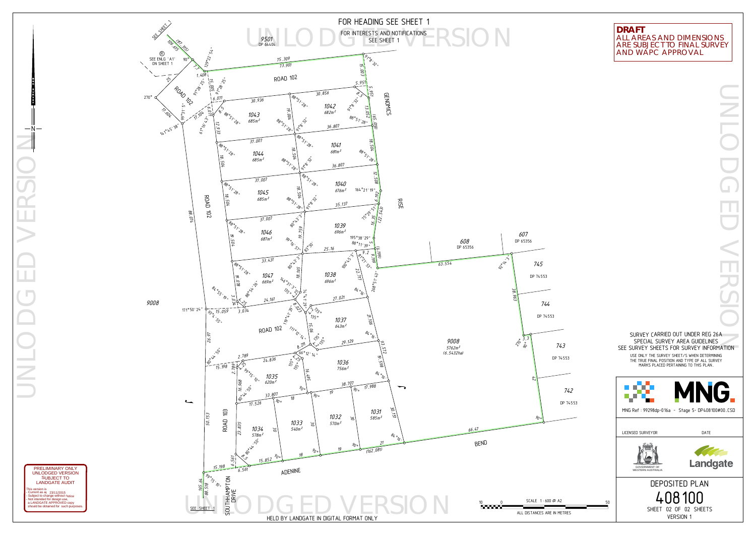FOR HEADING SEE SHEET 1

FOR INTERESTS AND NOTIFICATIONS SEE SHEET 1

**DRAFT**
ALL AREAS AND DIMENSIONS ARE SUBJECT TO FINAL SURVEY AND WAPC APPROVAL

UNLODGED VERSION

SEE SHEET 1

SEE ENLG 'A1' ON SHEET 1

9501
DP 64404

ROAD 102

GENOMICS RISE

ROAD 103

ADENINE BEND

SOUTHHAMPTON DRIVE

9008

| Lot | Area |
|---|---|
| 1031 | 585m² |
| 1032 | 570m² |
| 1033 | 540m² |
| 1034 | 578m² |
| 1035 | 620m² |
| 1036 | 756m² |
| 1037 | 643m² |
| 1038 | 696m² |
| 1039 | 696m² |
| 1040 | 676m² |
| 1041 | 681m² |
| 1042 | 682m² |
| 1043 | 685m² |
| 1044 | 685m² |
| 1045 | 685m² |
| 1046 | 687m² |
| 1047 | 669m² |
| 9008 | 5762m² (6.5432ha) |

608 DP 65356

607 DP 65356

745 DP 74553

744 DP 74553

743 DP 74553

742 DP 74553

SCALE 1 : 600 @ A2

ALL DISTANCES ARE IN METRES

HELD BY LANDGATE IN DIGITAL FORMAT ONLY

SURVEY CARRIED OUT UNDER REG 26A SPECIAL SURVEY AREA GUIDELINES
SEE SURVEY SHEETS FOR SURVEY INFORMATION

USE ONLY THE SURVEY SHEET/S WHEN DETERMINING THE TRUE FINAL POSITION AND TYPE OF ALL SURVEY MARKS PLACED PERTAINING TO THIS PLAN.

MNG

MNG Ref : 99298dp-016a - Stage 5- DP408100#00.CSD

LICENSED SURVEYOR

DATE

GOVERNMENT OF WESTERN AUSTRALIA

Landgate

DEPOSITED PLAN
408100
SHEET 02 OF 02 SHEETS
VERSION 1

PRELIMINARY ONLY
UNLODGED VERSION
SUBJECT TO LANDGATE AUDIT

This version is
- Current as at 23/11/2015
- Subject to change without notice
- Not intended for design use,
a LANDGATE APPROVED copy should be obtained for such purposes.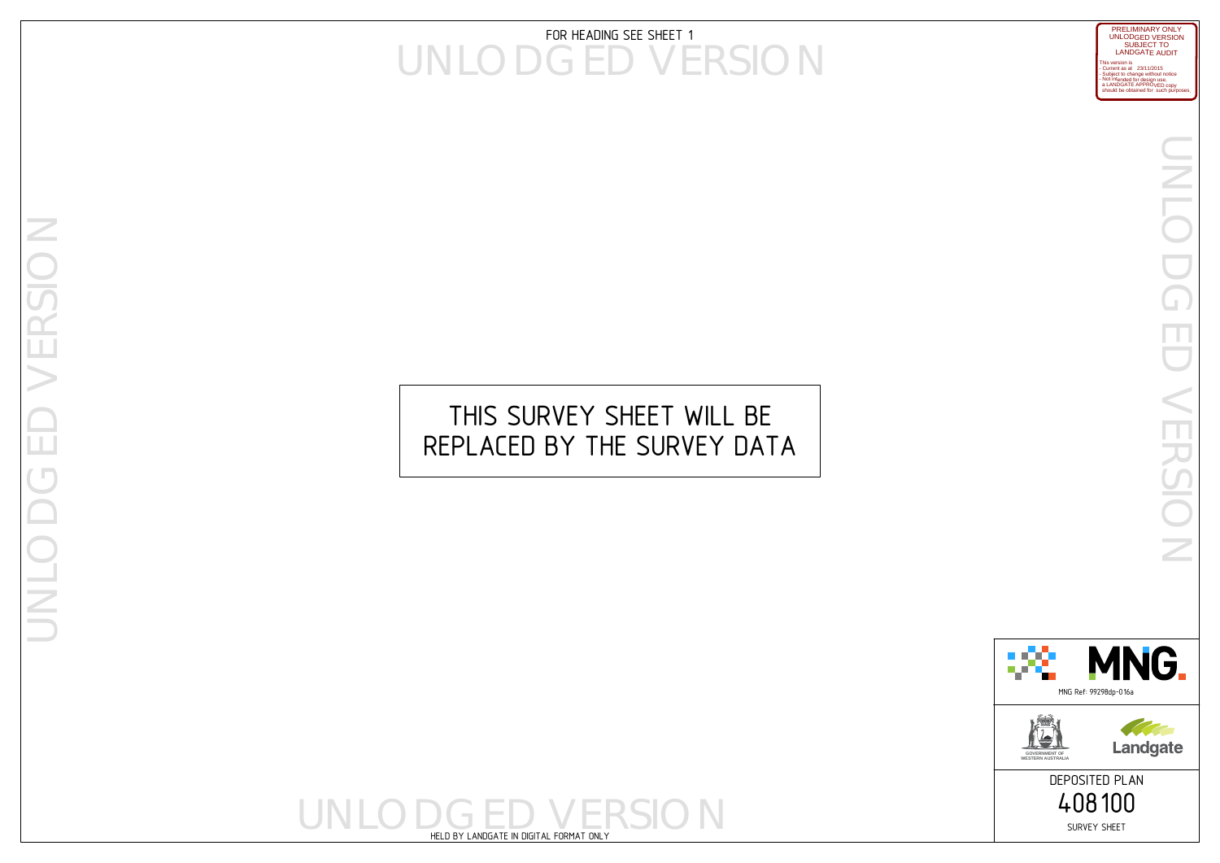FOR HEADING SEE SHEET 1

UNLODGED VERSION

PRELIMINARY ONLY
UNLODGED VERSION
SUBJECT TO
LANDGATE AUDIT

This version is
- Current as at 23/11/2015
- Subject to change without notice
- Not intended for design use,
a LANDGATE APPROVED copy
should be obtained for such purposes

THIS SURVEY SHEET WILL BE
REPLACED BY THE SURVEY DATA

MNG.

MNG Ref: 99298dp-016a

GOVERNMENT OF WESTERN AUSTRALIA

Landgate

DEPOSITED PLAN
408100
SURVEY SHEET

HELD BY LANDGATE IN DIGITAL FORMAT ONLY